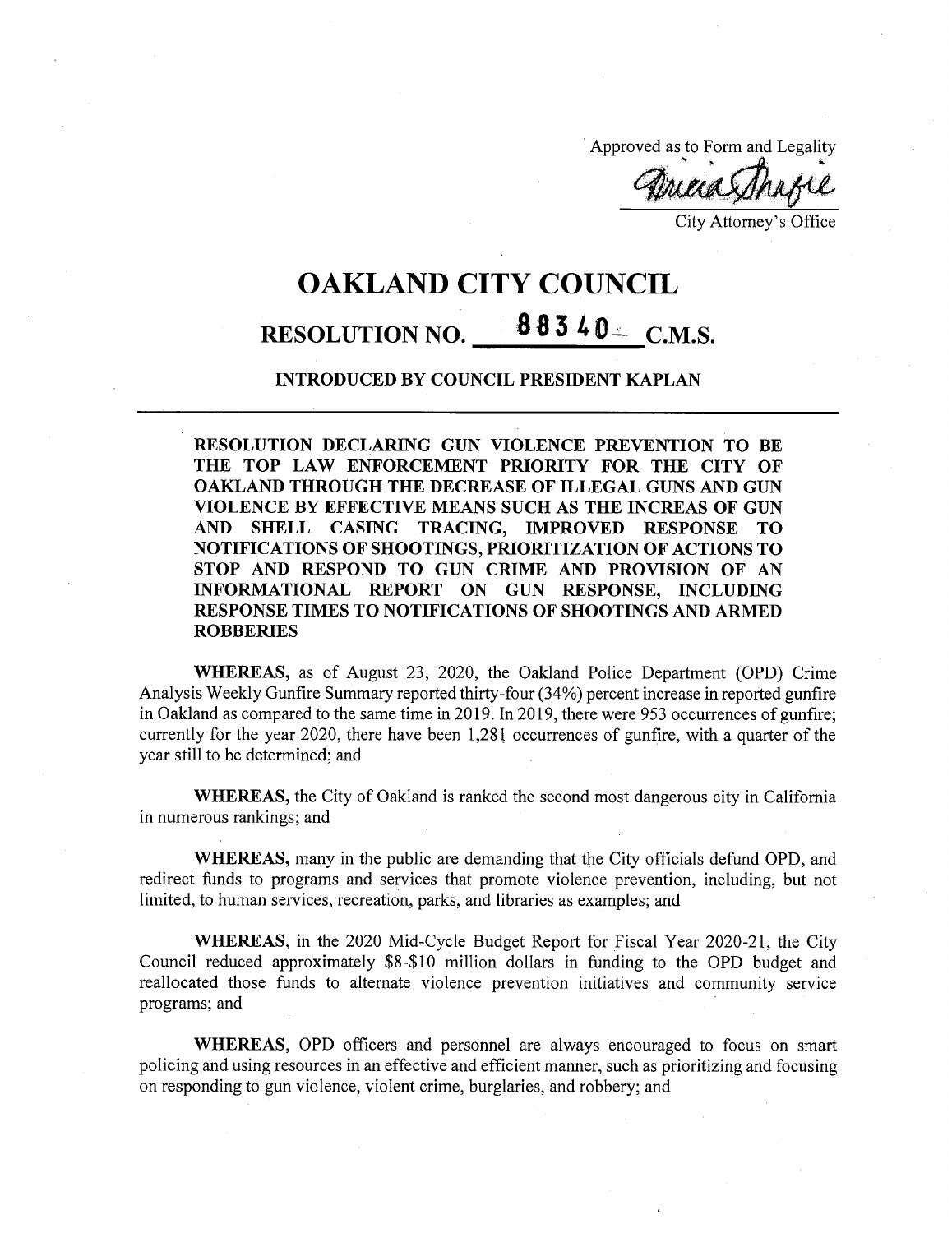Approved as to Form and Legality

City Attorney's Office

# OAKLAND CITY COUNCIL

## RESOLUTION NO. 88340 C.M.S.

### INTRODUCED BY COUNCIL PRESIDENT KAPLAN

**RESOLUTION DECLARING GUN VIOLENCE PREVENTION TO BE THE TOP LAW ENFORCEMENT PRIORITY FOR THE CITY OF OAKLAND THROUGH THE DECREASE OF ILLEGAL GUNS AND GUN VIOLENCE BY EFFECTIVE MEANS SUCH AS THE INCREAS OF GUN AND SHELL CASING TRACING, IMPROVED RESPONSE TO NOTIFICATIONS OF SHOOTINGS, PRIORITIZATION OF ACTIONS TO STOP AND RESPOND TO GUN CRIME AND PROVISION OF AN INFORMATIONAL REPORT ON GUN RESPONSE, INCLUDING RESPONSE TIMES TO NOTIFICATIONS OF SHOOTINGS AND ARMED ROBBERIES**

**WHEREAS,** as of August 23, 2020, the Oakland Police Department (OPD) Crime Analysis Weekly Gunfire Summary reported thirty-four (34%) percent increase in reported gunfire in Oakland as compared to the same time in 2019. In 2019, there were 953 occurrences of gunfire; currently for the year 2020, there have been 1,281 occurrences of gunfire, with a quarter of the year still to be determined; and

**WHEREAS,** the City of Oakland is ranked the second most dangerous city in California in numerous rankings; and

**WHEREAS,** many in the public are demanding that the City officials defund OPD, and redirect funds to programs and services that promote violence prevention, including, but not limited, to human services, recreation, parks, and libraries as examples; and

**WHEREAS,** in the 2020 Mid-Cycle Budget Report for Fiscal Year 2020-21, the City Council reduced approximately $8-$10 million dollars in funding to the OPD budget and reallocated those funds to alternate violence prevention initiatives and community service programs; and

**WHEREAS,** OPD officers and personnel are always encouraged to focus on smart policing and using resources in an effective and efficient manner, such as prioritizing and focusing on responding to gun violence, violent crime, burglaries, and robbery; and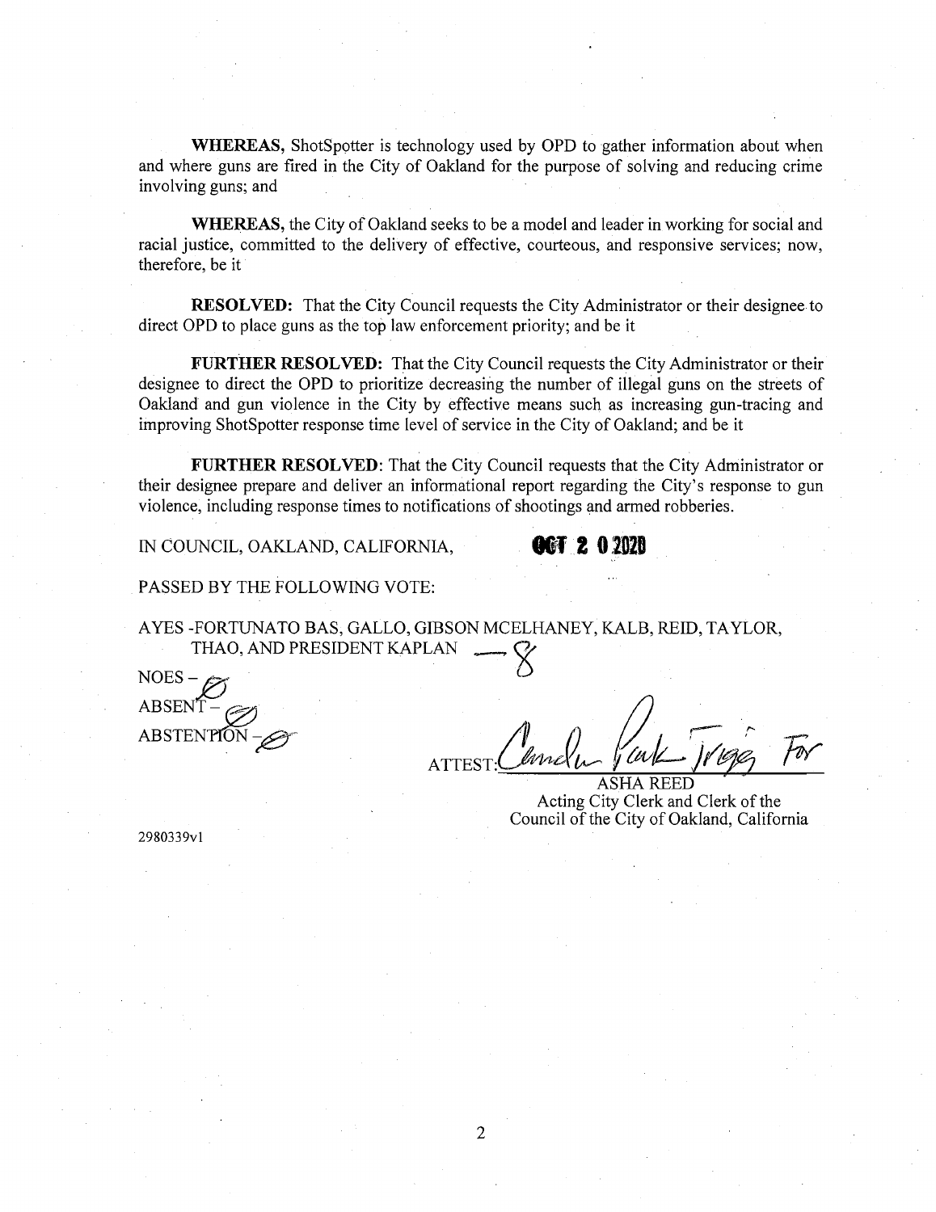**WHEREAS,** ShotSpotter is technology used by OPD to gather information about when and where guns are fired in the City of Oakland for the purpose of solving and reducing crime involving guns; and

**WHEREAS,** the City of Oakland seeks to be a model and leader in working for social and racial justice, committed to the delivery of effective, courteous, and responsive services; now, therefore, be it

**RESOLVED:** That the City Council requests the City Administrator or their designee to direct OPD to place guns as the top law enforcement priority; and be it

**FURTHER RESOLVED:** That the City Council requests the City Administrator or their designee to direct the OPD to prioritize decreasing the number of illegal guns on the streets of Oakland and gun violence in the City by effective means such as increasing gun-tracing and improving ShotSpotter response time level of service in the City of Oakland; and be it

**FURTHER RESOLVED**: That the City Council requests that the City Administrator or their designee prepare and deliver an informational report regarding the City's response to gun violence, including response times to notifications of shootings and armed robberies.

IN COUNCIL, OAKLAND, CALIFORNIA, **OCT 2 0 2020**

PASSED BY THE FOLLOWING VOTE:

AYES -FORTUNATO BAS, GALLO, GIBSON MCELHANEY, KALB, REID, TAYLOR, THAO, AND PRESIDENT KAPLAN — 8

NOES – Ø

ABSENT – Ø

ABSTENTION – Ø

ATTEST: Candice Park Triggs For

ASHA REED
Acting City Clerk and Clerk of the Council of the City of Oakland, California

2980339v1